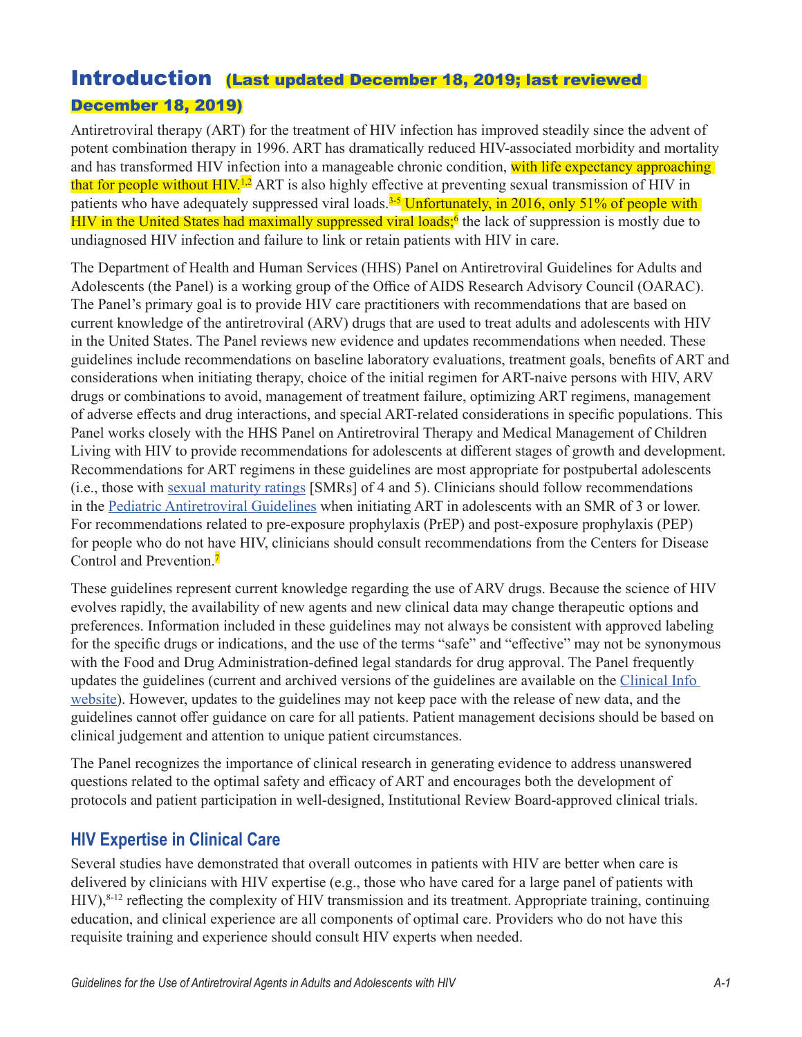# Introduction (Last updated December 18, 2019; last reviewed December 18, 2019)

Antiretroviral therapy (ART) for the treatment of HIV infection has improved steadily since the advent of potent combination therapy in 1996. ART has dramatically reduced HIV-associated morbidity and mortality and has transformed HIV infection into a manageable chronic condition, with life expectancy approaching that for people without HIV.[1,2] ART is also highly effective at preventing sexual transmission of HIV in patients who have adequately suppressed viral loads.[3-5] Unfortunately, in 2016, only 51% of people with HIV in the United States had maximally suppressed viral loads;[6] the lack of suppression is mostly due to undiagnosed HIV infection and failure to link or retain patients with HIV in care.

The Department of Health and Human Services (HHS) Panel on Antiretroviral Guidelines for Adults and Adolescents (the Panel) is a working group of the Office of AIDS Research Advisory Council (OARAC). The Panel's primary goal is to provide HIV care practitioners with recommendations that are based on current knowledge of the antiretroviral (ARV) drugs that are used to treat adults and adolescents with HIV in the United States. The Panel reviews new evidence and updates recommendations when needed. These guidelines include recommendations on baseline laboratory evaluations, treatment goals, benefits of ART and considerations when initiating therapy, choice of the initial regimen for ART-naive persons with HIV, ARV drugs or combinations to avoid, management of treatment failure, optimizing ART regimens, management of adverse effects and drug interactions, and special ART-related considerations in specific populations. This Panel works closely with the HHS Panel on Antiretroviral Therapy and Medical Management of Children Living with HIV to provide recommendations for adolescents at different stages of growth and development. Recommendations for ART regimens in these guidelines are most appropriate for postpubertal adolescents (i.e., those with sexual maturity ratings [SMRs] of 4 and 5). Clinicians should follow recommendations in the Pediatric Antiretroviral Guidelines when initiating ART in adolescents with an SMR of 3 or lower. For recommendations related to pre-exposure prophylaxis (PrEP) and post-exposure prophylaxis (PEP) for people who do not have HIV, clinicians should consult recommendations from the Centers for Disease Control and Prevention.[7]

These guidelines represent current knowledge regarding the use of ARV drugs. Because the science of HIV evolves rapidly, the availability of new agents and new clinical data may change therapeutic options and preferences. Information included in these guidelines may not always be consistent with approved labeling for the specific drugs or indications, and the use of the terms "safe" and "effective" may not be synonymous with the Food and Drug Administration-defined legal standards for drug approval. The Panel frequently updates the guidelines (current and archived versions of the guidelines are available on the Clinical Info website). However, updates to the guidelines may not keep pace with the release of new data, and the guidelines cannot offer guidance on care for all patients. Patient management decisions should be based on clinical judgement and attention to unique patient circumstances.

The Panel recognizes the importance of clinical research in generating evidence to address unanswered questions related to the optimal safety and efficacy of ART and encourages both the development of protocols and patient participation in well-designed, Institutional Review Board-approved clinical trials.

## HIV Expertise in Clinical Care

Several studies have demonstrated that overall outcomes in patients with HIV are better when care is delivered by clinicians with HIV expertise (e.g., those who have cared for a large panel of patients with HIV),[8-12] reflecting the complexity of HIV transmission and its treatment. Appropriate training, continuing education, and clinical experience are all components of optimal care. Providers who do not have this requisite training and experience should consult HIV experts when needed.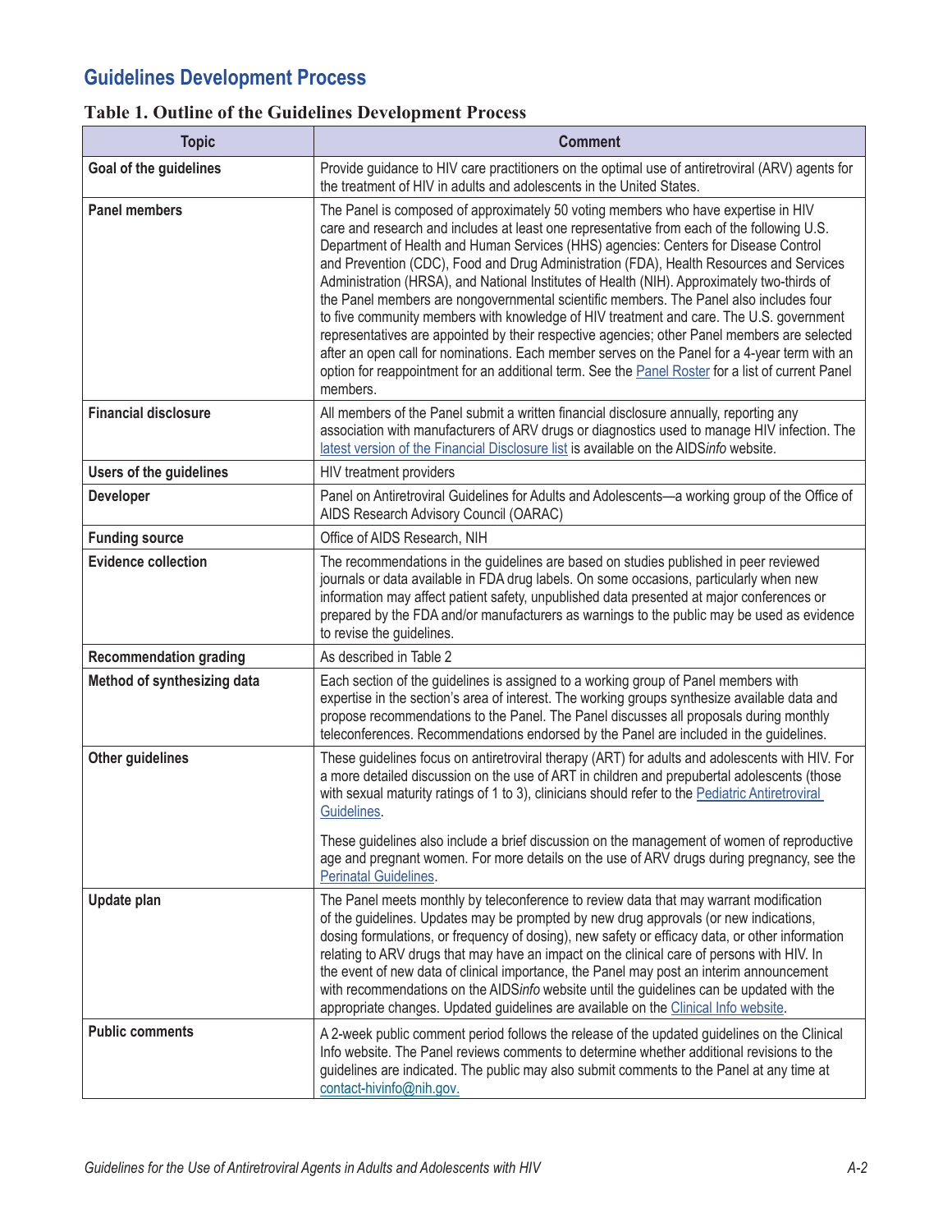## Guidelines Development Process

### Table 1. Outline of the Guidelines Development Process

| Topic | Comment |
|---|---|
| **Goal of the guidelines** | Provide guidance to HIV care practitioners on the optimal use of antiretroviral (ARV) agents for the treatment of HIV in adults and adolescents in the United States. |
| **Panel members** | The Panel is composed of approximately 50 voting members who have expertise in HIV care and research and includes at least one representative from each of the following U.S. Department of Health and Human Services (HHS) agencies: Centers for Disease Control and Prevention (CDC), Food and Drug Administration (FDA), Health Resources and Services Administration (HRSA), and National Institutes of Health (NIH). Approximately two-thirds of the Panel members are nongovernmental scientific members. The Panel also includes four to five community members with knowledge of HIV treatment and care. The U.S. government representatives are appointed by their respective agencies; other Panel members are selected after an open call for nominations. Each member serves on the Panel for a 4-year term with an option for reappointment for an additional term. See the Panel Roster for a list of current Panel members. |
| **Financial disclosure** | All members of the Panel submit a written financial disclosure annually, reporting any association with manufacturers of ARV drugs or diagnostics used to manage HIV infection. The latest version of the Financial Disclosure list is available on the AIDS*info* website. |
| **Users of the guidelines** | HIV treatment providers |
| **Developer** | Panel on Antiretroviral Guidelines for Adults and Adolescents—a working group of the Office of AIDS Research Advisory Council (OARAC) |
| **Funding source** | Office of AIDS Research, NIH |
| **Evidence collection** | The recommendations in the guidelines are based on studies published in peer reviewed journals or data available in FDA drug labels. On some occasions, particularly when new information may affect patient safety, unpublished data presented at major conferences or prepared by the FDA and/or manufacturers as warnings to the public may be used as evidence to revise the guidelines. |
| **Recommendation grading** | As described in Table 2 |
| **Method of synthesizing data** | Each section of the guidelines is assigned to a working group of Panel members with expertise in the section's area of interest. The working groups synthesize available data and propose recommendations to the Panel. The Panel discusses all proposals during monthly teleconferences. Recommendations endorsed by the Panel are included in the guidelines. |
| **Other guidelines** | These guidelines focus on antiretroviral therapy (ART) for adults and adolescents with HIV. For a more detailed discussion on the use of ART in children and prepubertal adolescents (those with sexual maturity ratings of 1 to 3), clinicians should refer to the Pediatric Antiretroviral Guidelines.<br><br>These guidelines also include a brief discussion on the management of women of reproductive age and pregnant women. For more details on the use of ARV drugs during pregnancy, see the Perinatal Guidelines. |
| **Update plan** | The Panel meets monthly by teleconference to review data that may warrant modification of the guidelines. Updates may be prompted by new drug approvals (or new indications, dosing formulations, or frequency of dosing), new safety or efficacy data, or other information relating to ARV drugs that may have an impact on the clinical care of persons with HIV. In the event of new data of clinical importance, the Panel may post an interim announcement with recommendations on the AIDS*info* website until the guidelines can be updated with the appropriate changes. Updated guidelines are available on the Clinical Info website. |
| **Public comments** | A 2-week public comment period follows the release of the updated guidelines on the Clinical Info website. The Panel reviews comments to determine whether additional revisions to the guidelines are indicated. The public may also submit comments to the Panel at any time at contact-hivinfo@nih.gov. |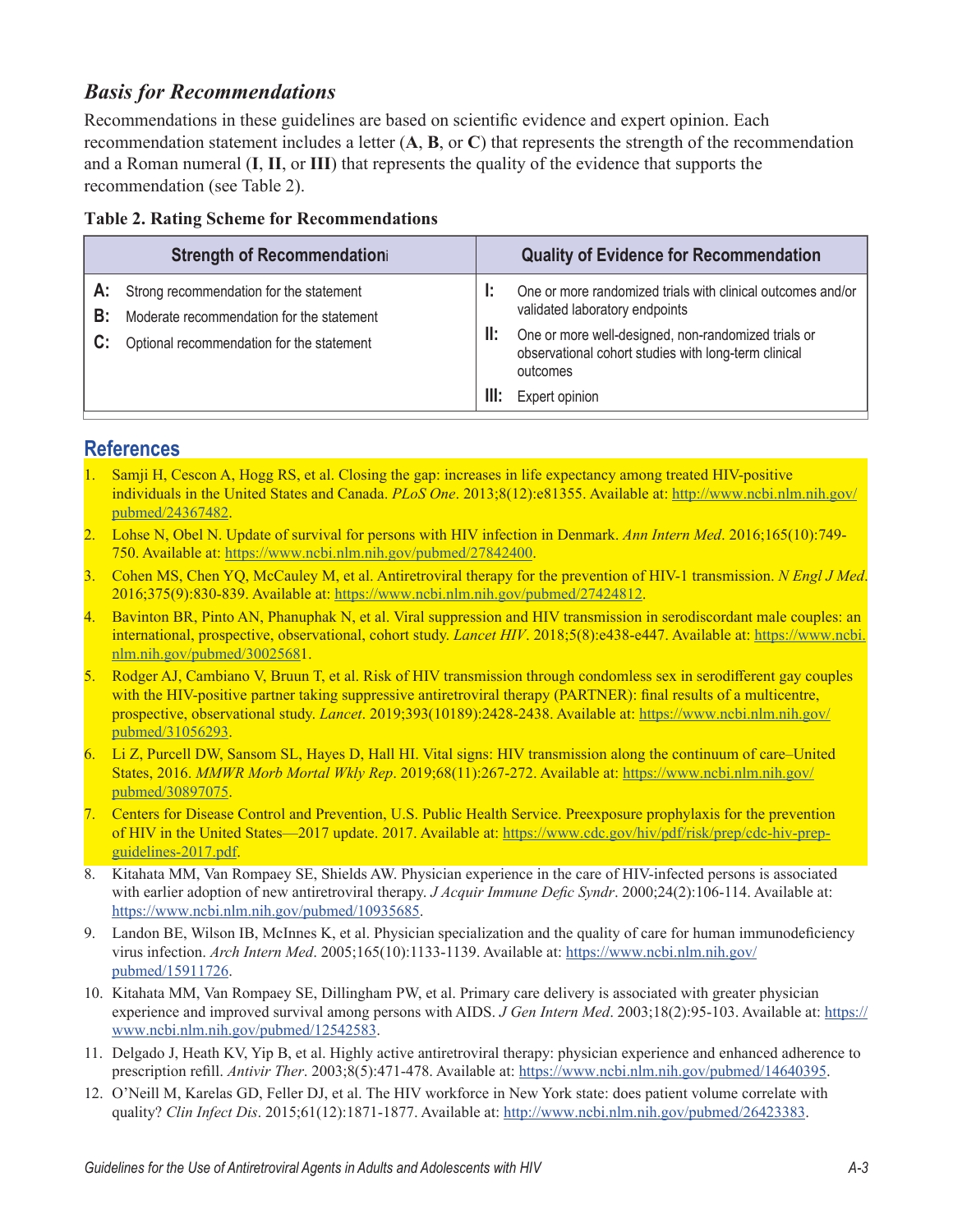## Basis for Recommendations

Recommendations in these guidelines are based on scientific evidence and expert opinion. Each recommendation statement includes a letter (**A**, **B**, or **C**) that represents the strength of the recommendation and a Roman numeral (**I**, **II**, or **III**) that represents the quality of the evidence that supports the recommendation (see Table 2).

**Table 2. Rating Scheme for Recommendations**

| Strength of Recommendation | Quality of Evidence for Recommendation |
|---|---|
| **A:** Strong recommendation for the statement<br>**B:** Moderate recommendation for the statement<br>**C:** Optional recommendation for the statement | **I:** One or more randomized trials with clinical outcomes and/or validated laboratory endpoints<br>**II:** One or more well-designed, non-randomized trials or observational cohort studies with long-term clinical outcomes<br>**III:** Expert opinion |

## References

1. Samji H, Cescon A, Hogg RS, et al. Closing the gap: increases in life expectancy among treated HIV-positive individuals in the United States and Canada. *PLoS One*. 2013;8(12):e81355. Available at: http://www.ncbi.nlm.nih.gov/pubmed/24367482.
2. Lohse N, Obel N. Update of survival for persons with HIV infection in Denmark. *Ann Intern Med*. 2016;165(10):749-750. Available at: https://www.ncbi.nlm.nih.gov/pubmed/27842400.
3. Cohen MS, Chen YQ, McCauley M, et al. Antiretroviral therapy for the prevention of HIV-1 transmission. *N Engl J Med*. 2016;375(9):830-839. Available at: https://www.ncbi.nlm.nih.gov/pubmed/27424812.
4. Bavinton BR, Pinto AN, Phanuphak N, et al. Viral suppression and HIV transmission in serodiscordant male couples: an international, prospective, observational, cohort study. *Lancet HIV*. 2018;5(8):e438-e447. Available at: https://www.ncbi.nlm.nih.gov/pubmed/30025681.
5. Rodger AJ, Cambiano V, Bruun T, et al. Risk of HIV transmission through condomless sex in serodifferent gay couples with the HIV-positive partner taking suppressive antiretroviral therapy (PARTNER): final results of a multicentre, prospective, observational study. *Lancet*. 2019;393(10189):2428-2438. Available at: https://www.ncbi.nlm.nih.gov/pubmed/31056293.
6. Li Z, Purcell DW, Sansom SL, Hayes D, Hall HI. Vital signs: HIV transmission along the continuum of care–United States, 2016. *MMWR Morb Mortal Wkly Rep*. 2019;68(11):267-272. Available at: https://www.ncbi.nlm.nih.gov/pubmed/30897075.
7. Centers for Disease Control and Prevention, U.S. Public Health Service. Preexposure prophylaxis for the prevention of HIV in the United States—2017 update. 2017. Available at: https://www.cdc.gov/hiv/pdf/risk/prep/cdc-hiv-prep-guidelines-2017.pdf.
8. Kitahata MM, Van Rompaey SE, Shields AW. Physician experience in the care of HIV-infected persons is associated with earlier adoption of new antiretroviral therapy. *J Acquir Immune Defic Syndr*. 2000;24(2):106-114. Available at: https://www.ncbi.nlm.nih.gov/pubmed/10935685.
9. Landon BE, Wilson IB, McInnes K, et al. Physician specialization and the quality of care for human immunodeficiency virus infection. *Arch Intern Med*. 2005;165(10):1133-1139. Available at: https://www.ncbi.nlm.nih.gov/pubmed/15911726.
10. Kitahata MM, Van Rompaey SE, Dillingham PW, et al. Primary care delivery is associated with greater physician experience and improved survival among persons with AIDS. *J Gen Intern Med*. 2003;18(2):95-103. Available at: https://www.ncbi.nlm.nih.gov/pubmed/12542583.
11. Delgado J, Heath KV, Yip B, et al. Highly active antiretroviral therapy: physician experience and enhanced adherence to prescription refill. *Antivir Ther*. 2003;8(5):471-478. Available at: https://www.ncbi.nlm.nih.gov/pubmed/14640395.
12. O'Neill M, Karelas GD, Feller DJ, et al. The HIV workforce in New York state: does patient volume correlate with quality? *Clin Infect Dis*. 2015;61(12):1871-1877. Available at: http://www.ncbi.nlm.nih.gov/pubmed/26423383.